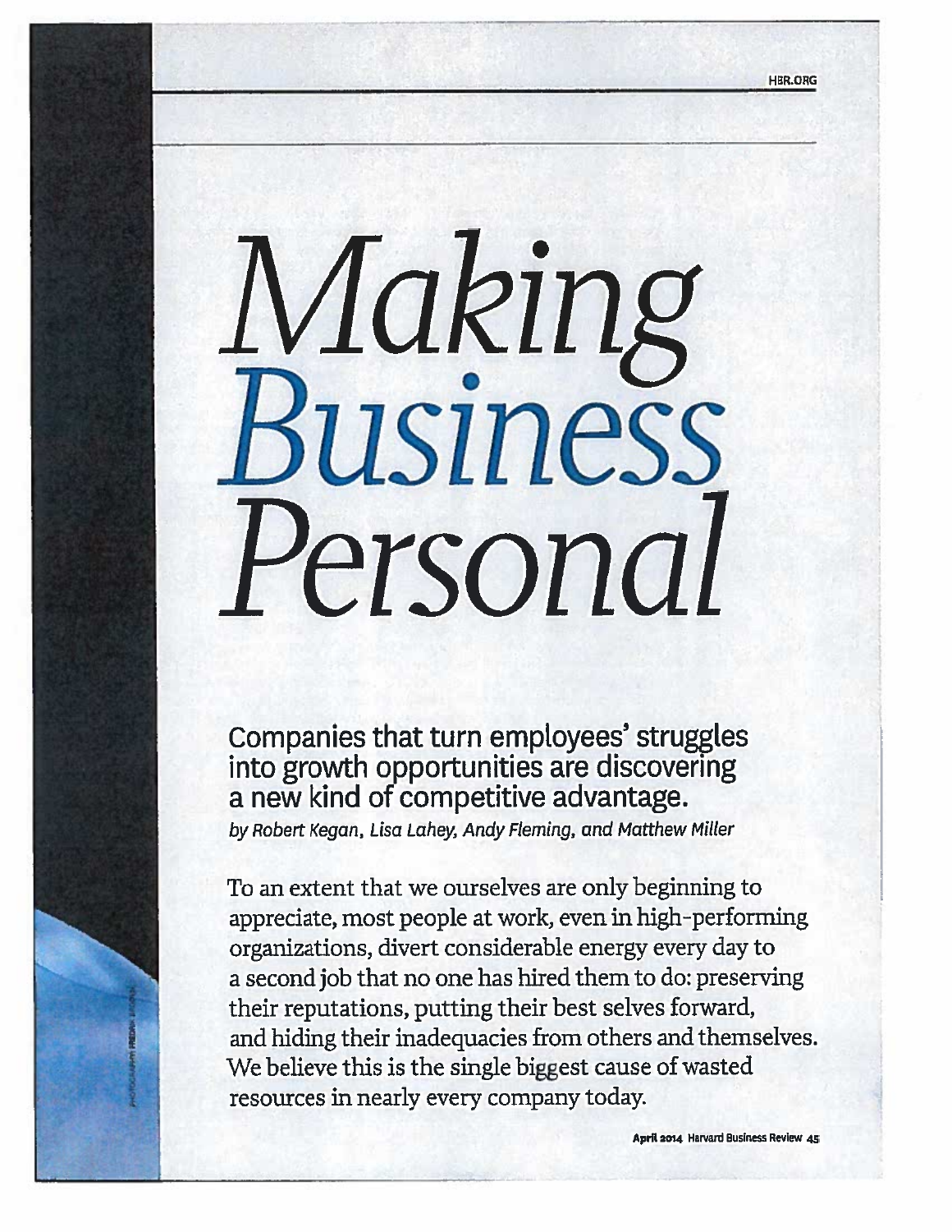# *Making Business Personal*

**Companies that turn employees' struggles into growth opportunities are discovering a new kind of competitive advantage.**

*by Robert Kegan, Lisa Lahey, Andy Fleming, and Matthew Miller*

To an extent that we ourselves are only beginning to appreciate, most people at work, even in high-performing organizations, divert considerable energy every day to a second job that no one has hired them to do: preserving their reputations, putting their best selves forward, and hiding their inadequacies from others and themselves. We believe this is the single biggest cause of wasted resources in nearly every company today.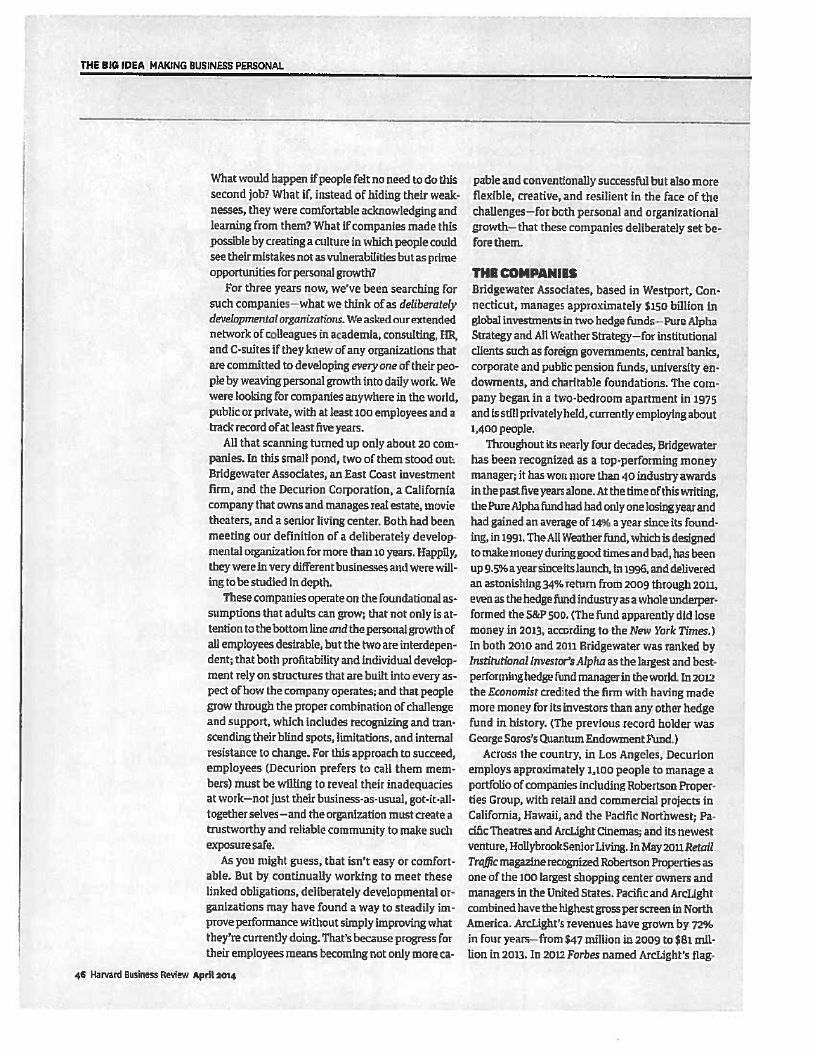What would happen if people felt no need to do this second job? What if, instead of hiding their weaknesses, they were comfortable acknowledging and learning from them? What if companies made this possible by creating a culture in which people could see their mistakes not as vulnerabilities but as prime opportunities for personal growth?

For three years now, we've been searching for such companies—what we think of as *deliberately developmental organizations*. We asked our extended network of colleagues in academia, consulting, HR, and C-suites if they knew of any organizations that are committed to developing *every one* of their people by weaving personal growth into daily work. We were looking for companies anywhere in the world, public or private, with at least 100 employees and a track record of at least five years.

All that scanning turned up only about 20 companies. In this small pond, two of them stood out: Bridgewater Associates, an East Coast investment firm, and the Decurion Corporation, a California company that owns and manages real estate, movie theaters, and a senior living center. Both had been meeting our definition of a deliberately developmental organization for more than 10 years. Happily, they were in very different businesses and were willing to be studied in depth.

These companies operate on the foundational assumptions that adults can grow; that not only is attention to the bottom line *and* the personal growth of all employees desirable, but the two are interdependent; that both profitability and individual development rely on structures that are built into every aspect of how the company operates; and that people grow through the proper combination of challenge and support, which includes recognizing and transcending their blind spots, limitations, and internal resistance to change. For this approach to succeed, employees (Decurion prefers to call them members) must be willing to reveal their inadequacies at work—not just their business-as-usual, got-it-all-together selves—and the organization must create a trustworthy and reliable community to make such exposure safe.

As you might guess, that isn't easy or comfortable. But by continually working to meet these linked obligations, deliberately developmental organizations may have found a way to steadily improve performance without simply improving what they're currently doing. That's because progress for their employees means becoming not only more capable and conventionally successful but also more flexible, creative, and resilient in the face of the challenges—for both personal and organizational growth—that these companies deliberately set before them.

## THE COMPANIES

Bridgewater Associates, based in Westport, Connecticut, manages approximately $150 billion in global investments in two hedge funds—Pure Alpha Strategy and All Weather Strategy—for institutional clients such as foreign governments, central banks, corporate and public pension funds, university endowments, and charitable foundations. The company began in a two-bedroom apartment in 1975 and is still privately held, currently employing about 1,400 people.

Throughout its nearly four decades, Bridgewater has been recognized as a top-performing money manager; it has won more than 40 industry awards in the past five years alone. At the time of this writing, the Pure Alpha fund had had only one losing year and had gained an average of 14% a year since its founding, in 1991. The All Weather fund, which is designed to make money during good times and bad, has been up 9.5% a year since its launch, in 1996, and delivered an astonishing 34% return from 2009 through 2011, even as the hedge fund industry as a whole underperformed the S&P 500. (The fund apparently did lose money in 2013, according to the *New York Times*.) In both 2010 and 2011 Bridgewater was ranked by *Institutional Investor's Alpha* as the largest and best-performing hedge fund manager in the world. In 2012 the *Economist* credited the firm with having made more money for its investors than any other hedge fund in history. (The previous record holder was George Soros's Quantum Endowment Fund.)

Across the country, in Los Angeles, Decurion employs approximately 1,100 people to manage a portfolio of companies including Robertson Properties Group, with retail and commercial projects in California, Hawaii, and the Pacific Northwest; Pacific Theatres and ArcLight Cinemas; and its newest venture, Hollybrook Senior Living. In May 2011 *Retail Traffic* magazine recognized Robertson Properties as one of the 100 largest shopping center owners and managers in the United States. Pacific and ArcLight combined have the highest gross per screen in North America. ArcLight's revenues have grown by 72% in four years—from $47 million in 2009 to $81 million in 2013. In 2012 *Forbes* named ArcLight's flag-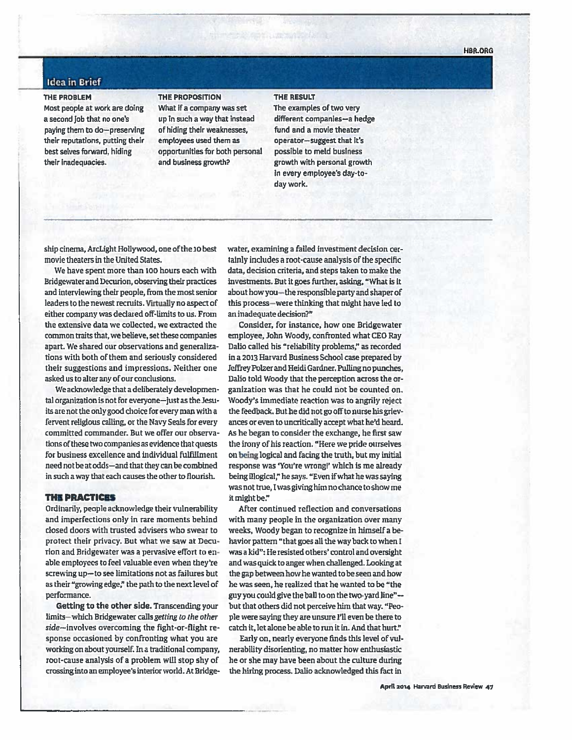## Idea in Brief

**THE PROBLEM**
Most people at work are doing a second job that no one's paying them to do—preserving their reputations, putting their best selves forward, hiding their inadequacies.

**THE PROPOSITION**
What if a company was set up in such a way that instead of hiding their weaknesses, employees used them as opportunities for both personal and business growth?

**THE RESULT**
The examples of two very different companies—a hedge fund and a movie theater operator—suggest that it's possible to meld business growth with personal growth in every employee's day-to-day work.

ship cinema, ArcLight Hollywood, one of the 10 best movie theaters in the United States.

We have spent more than 100 hours each with Bridgewater and Decurion, observing their practices and interviewing their people, from the most senior leaders to the newest recruits. Virtually no aspect of either company was declared off-limits to us. From the extensive data we collected, we extracted the common traits that, we believe, set these companies apart. We shared our observations and generalizations with both of them and seriously considered their suggestions and impressions. Neither one asked us to alter any of our conclusions.

We acknowledge that a deliberately developmental organization is not for everyone—just as the Jesuits are not the only good choice for every man with a fervent religious calling, or the Navy Seals for every committed commander. But we offer our observations of these two companies as evidence that quests for business excellence and individual fulfillment need not be at odds—and that they can be combined in such a way that each causes the other to flourish.

## THE PRACTICES

Ordinarily, people acknowledge their vulnerability and imperfections only in rare moments behind closed doors with trusted advisers who swear to protect their privacy. But what we saw at Decurion and Bridgewater was a pervasive effort to enable employees to feel valuable even when they're screwing up—to see limitations not as failures but as their "growing edge," the path to the next level of performance.

**Getting to the other side.** Transcending your limits—which Bridgewater calls *getting to the other side*—involves overcoming the fight-or-flight response occasioned by confronting what you are working on about yourself. In a traditional company, root-cause analysis of a problem will stop shy of crossing into an employee's interior world. At Bridgewater, examining a failed investment decision certainly includes a root-cause analysis of the specific data, decision criteria, and steps taken to make the investments. But it goes further, asking, "What is it about how you—the responsible party and shaper of this process—were thinking that might have led to an inadequate decision?"

Consider, for instance, how one Bridgewater employee, John Woody, confronted what CEO Ray Dalio called his "reliability problems," as recorded in a 2013 Harvard Business School case prepared by Jeffrey Polzer and Heidi Gardner. Pulling no punches, Dalio told Woody that the perception across the organization was that he could not be counted on. Woody's immediate reaction was to angrily reject the feedback. But he did not go off to nurse his grievances or even to uncritically accept what he'd heard. As he began to consider the exchange, he first saw the irony of his reaction. "Here we pride ourselves on being logical and facing the truth, but my initial response was 'You're wrong!' which is me already being illogical," he says. "Even if what he was saying was not true, I was giving him no chance to show me it might be."

After continued reflection and conversations with many people in the organization over many weeks, Woody began to recognize in himself a behavior pattern "that goes all the way back to when I was a kid": He resisted others' control and oversight and was quick to anger when challenged. Looking at the gap between how he wanted to be seen and how he was seen, he realized that he wanted to be "the guy you could give the ball to on the two-yard line"—but that others did not perceive him that way. "People were saying they are unsure I'll even be there to catch it, let alone be able to run it in. And that hurt."

Early on, nearly everyone finds this level of vulnerability disorienting, no matter how enthusiastic he or she may have been about the culture during the hiring process. Dalio acknowledged this fact in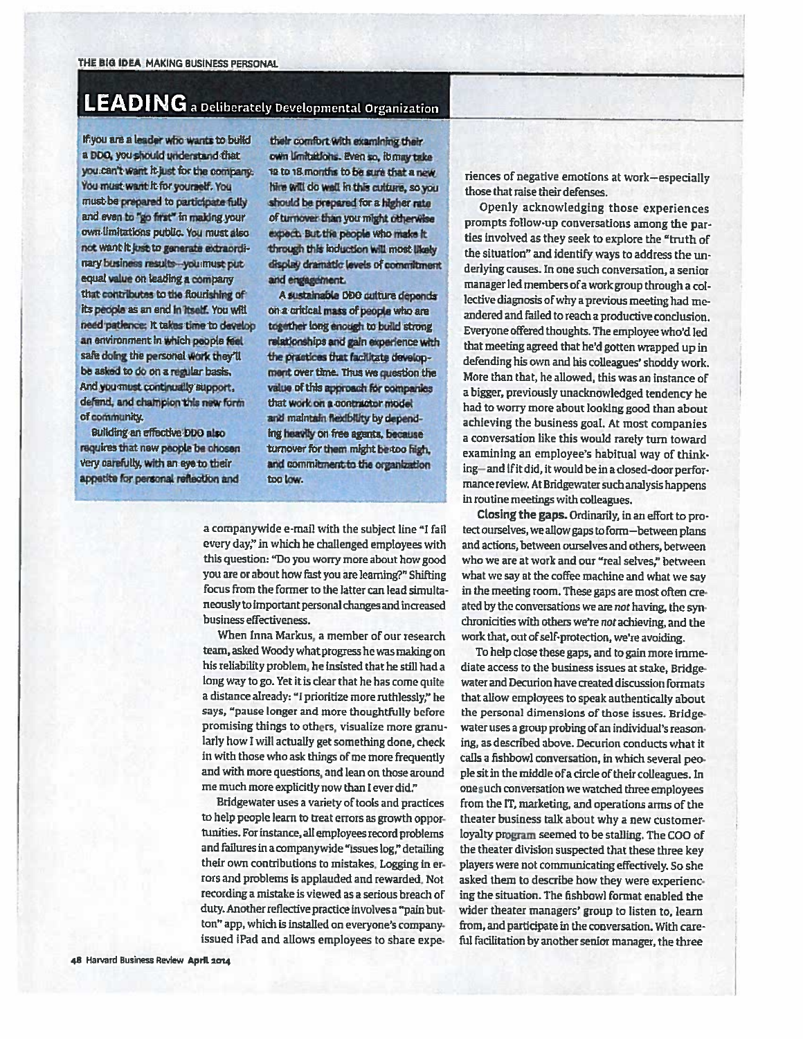## LEADING a Deliberately Developmental Organization

If you are a leader who wants to build a DDO, you should understand that you can't want it just for the company. You must want it for yourself. You must be prepared to participate fully and even to "go first" in making your own limitations public. You must also not want it just to generate extraordinary business results—you must put equal value on leading a company that contributes to the flourishing of its people as an end in itself. You will need patience: It takes time to develop an environment in which people feel safe doing the personal work they'll be asked to do on a regular basis. And you must continually support, defend, and champion this new form of community.

Building an effective DDO also requires that new people be chosen very carefully, with an eye to their appetite for personal reflection and their comfort with examining their own limitations. Even so, it may take 12 to 18 months to be sure that a new hire will do well in this culture, so you should be prepared for a higher rate of turnover than you might otherwise expect. But the people who make it through this induction will most likely display dramatic levels of commitment and engagement.

A sustainable DDO culture depends on a critical mass of people who are together long enough to build strong relationships and gain experience with the practices that facilitate development over time. Thus we question the value of this approach for companies that work on a contractor model and maintain flexibility by depending heavily on free agents, because turnover for them might be too high, and commitment to the organization too low.

---

a companywide e-mail with the subject line "I fail every day," in which he challenged employees with this question: "Do you worry more about how good you are or about how fast you are learning?" Shifting focus from the former to the latter can lead simultaneously to important personal changes and increased business effectiveness.

When Inna Markus, a member of our research team, asked Woody what progress he was making on his reliability problem, he insisted that he still had a long way to go. Yet it is clear that he has come quite a distance already: "I prioritize more ruthlessly," he says, "pause longer and more thoughtfully before promising things to others, visualize more granularly how I will actually get something done, check in with those who ask things of me more frequently and with more questions, and lean on those around me much more explicitly now than I ever did."

Bridgewater uses a variety of tools and practices to help people learn to treat errors as growth opportunities. For instance, all employees record problems and failures in a companywide "issues log," detailing their own contributions to mistakes. Logging in errors and problems is applauded and rewarded. Not recording a mistake is viewed as a serious breach of duty. Another reflective practice involves a "pain button" app, which is installed on everyone's company-issued iPad and allows employees to share experiences of negative emotions at work—especially those that raise their defenses.

Openly acknowledging those experiences prompts follow-up conversations among the parties involved as they seek to explore the "truth of the situation" and identify ways to address the underlying causes. In one such conversation, a senior manager led members of a work group through a collective diagnosis of why a previous meeting had meandered and failed to reach a productive conclusion. Everyone offered thoughts. The employee who'd led that meeting agreed that he'd gotten wrapped up in defending his own and his colleagues' shoddy work. More than that, he allowed, this was an instance of a bigger, previously unacknowledged tendency he had to worry more about looking good than about achieving the business goal. At most companies a conversation like this would rarely turn toward examining an employee's habitual way of thinking—and if it did, it would be in a closed-door performance review. At Bridgewater such analysis happens in routine meetings with colleagues.

**Closing the gaps.** Ordinarily, in an effort to protect ourselves, we allow gaps to form—between plans and actions, between ourselves and others, between who we are at work and our "real selves," between what we say at the coffee machine and what we say in the meeting room. These gaps are most often created by the conversations we are *not* having, the synchronicities with others we're *not* achieving, and the work that, out of self-protection, we're avoiding.

To help close these gaps, and to gain more immediate access to the business issues at stake, Bridgewater and Decurion have created discussion formats that allow employees to speak authentically about the personal dimensions of those issues. Bridgewater uses a group probing of an individual's reasoning, as described above. Decurion conducts what it calls a fishbowl conversation, in which several people sit in the middle of a circle of their colleagues. In one such conversation we watched three employees from the IT, marketing, and operations arms of the theater business talk about why a new customer-loyalty program seemed to be stalling. The COO of the theater division suspected that these three key players were not communicating effectively. So she asked them to describe how they were experiencing the situation. The fishbowl format enabled the wider theater managers' group to listen to, learn from, and participate in the conversation. With careful facilitation by another senior manager, the three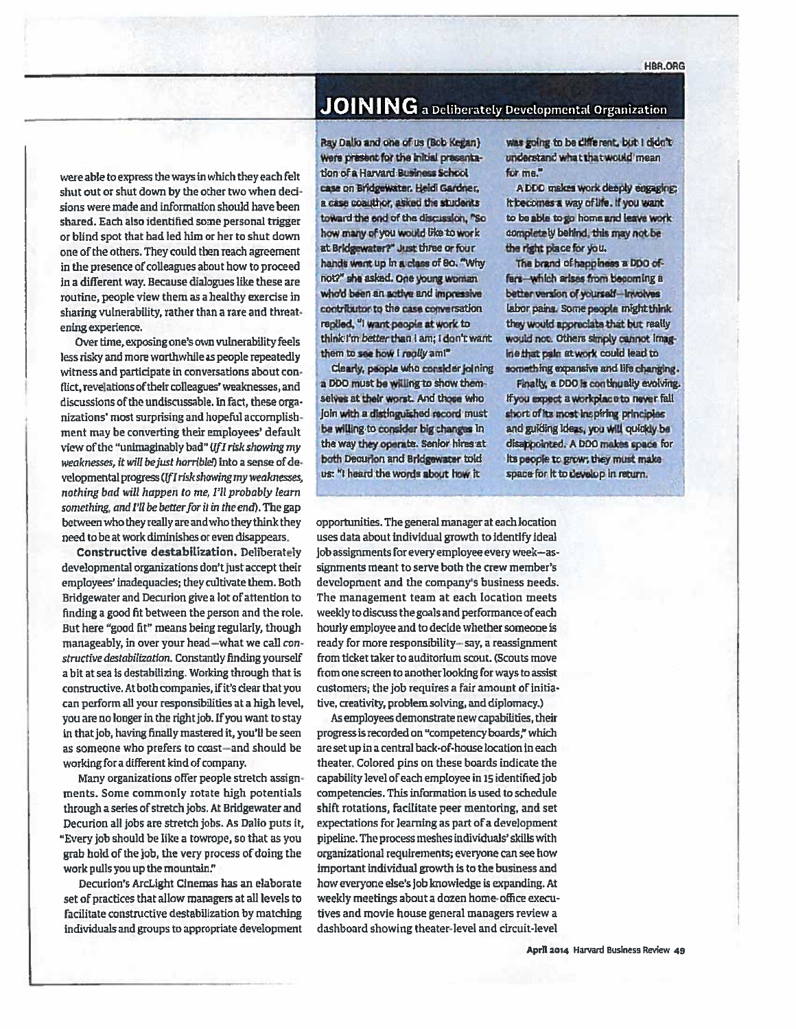were able to express the ways in which they each felt shut out or shut down by the other two when decisions were made and information should have been shared. Each also identified some personal trigger or blind spot that had led him or her to shut down one of the others. They could then reach agreement in the presence of colleagues about how to proceed in a different way. Because dialogues like these are routine, people view them as a healthy exercise in sharing vulnerability, rather than a rare and threatening experience.

Over time, exposing one's own vulnerability feels less risky and more worthwhile as people repeatedly witness and participate in conversations about conflict, revelations of their colleagues' weaknesses, and discussions of the undiscussable. In fact, these organizations' most surprising and hopeful accomplishment may be converting their employees' default view of the "unimaginably bad" (*If I risk showing my weaknesses, it will be just horrible!*) into a sense of developmental progress (*If I risk showing my weaknesses, nothing bad will happen to me, I'll probably learn something, and I'll be better for it in the end*). The gap between who they really are and who they think they need to be at work diminishes or even disappears.

**Constructive destabilization.** Deliberately developmental organizations don't just accept their employees' inadequacies; they cultivate them. Both Bridgewater and Decurion give a lot of attention to finding a good fit between the person and the role. But here "good fit" means being regularly, though manageably, in over your head—what we call *constructive destabilization*. Constantly finding yourself a bit at sea is destabilizing. Working through that is constructive. At both companies, if it's clear that you can perform all your responsibilities at a high level, you are no longer in the right job. If you want to stay in that job, having finally mastered it, you'll be seen as someone who prefers to coast—and should be working for a different kind of company.

Many organizations offer people stretch assignments. Some commonly rotate high potentials through a series of stretch jobs. At Bridgewater and Decurion all jobs are stretch jobs. As Dalio puts it, "Every job should be like a towrope, so that as you grab hold of the job, the very process of doing the work pulls you up the mountain."

Decurion's ArcLight Cinemas has an elaborate set of practices that allow managers at all levels to facilitate constructive destabilization by matching individuals and groups to appropriate development opportunities. The general manager at each location uses data about individual growth to identify ideal job assignments for every employee every week—assignments meant to serve both the crew member's development and the company's business needs. The management team at each location meets weekly to discuss the goals and performance of each hourly employee and to decide whether someone is ready for more responsibility—say, a reassignment from ticket taker to auditorium scout. (Scouts move from one screen to another looking for ways to assist customers; the job requires a fair amount of initiative, creativity, problem solving, and diplomacy.)

As employees demonstrate new capabilities, their progress is recorded on "competency boards," which are set up in a central back-of-house location in each theater. Colored pins on these boards indicate the capability level of each employee in 15 identified job competencies. This information is used to schedule shift rotations, facilitate peer mentoring, and set expectations for learning as part of a development pipeline. The process meshes individuals' skills with organizational requirements; everyone can see how important individual growth is to the business and how everyone else's job knowledge is expanding. At weekly meetings about a dozen home-office executives and movie house general managers review a dashboard showing theater-level and circuit-level

## JOINING a Deliberately Developmental Organization

Ray Dalio and one of us (Bob Kegan) were present for the initial presentation of a Harvard Business School case on Bridgewater. Heidi Gardner, a case coauthor, asked the students toward the end of the discussion, "So how many of you would like to work at Bridgewater?" Just three or four hands went up in a class of 80. "Why not?" she asked. One young woman who'd been an active and impressive contributor to the case conversation replied, "I want people at work to think I'm *better* than I am; I don't want them to see how I *really* am!"

Clearly, people who consider joining a DDO must be willing to show themselves at their worst. And those who join with a distinguished record must be willing to consider big changes in the way they operate. Senior hires at both Decurion and Bridgewater told us: "I heard the words about how it was going to be different, but I didn't understand what that would mean for me."

A DDO makes work deeply engaging; it becomes a way of life. If you want to be able to go home and leave work completely behind, this may not be the right place for you.

The brand of happiness a DDO offers—which arises from becoming a better version of yourself—involves labor pains. Some people might think they would appreciate that but really would not. Others simply cannot imagine that pain at work could lead to something expansive and life changing.

Finally, a DDO is continually evolving. If you expect a workplace to never fall short of its most inspiring principles and guiding ideas, you will quickly be disappointed. A DDO makes space for its people to grow; they must make space for it to develop in return.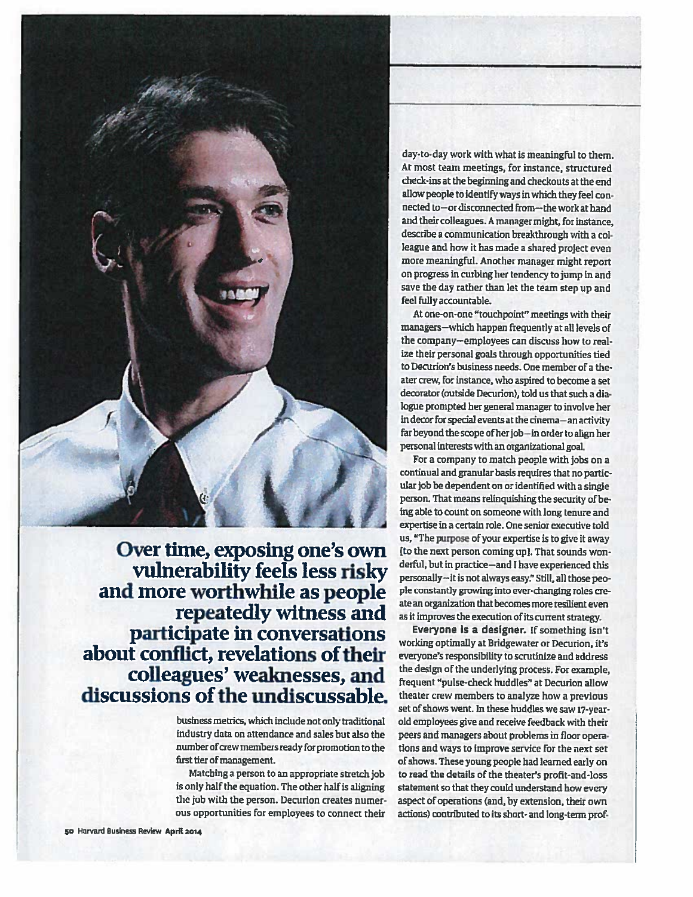**Over time, exposing one's own vulnerability feels less risky and more worthwhile as people repeatedly witness and participate in conversations about conflict, revelations of their colleagues' weaknesses, and discussions of the undiscussable.**

business metrics, which include not only traditional industry data on attendance and sales but also the number of crew members ready for promotion to the first tier of management.

Matching a person to an appropriate stretch job is only half the equation. The other half is aligning the job with the person. Decurion creates numerous opportunities for employees to connect their day-to-day work with what is meaningful to them. At most team meetings, for instance, structured check-ins at the beginning and checkouts at the end allow people to identify ways in which they feel connected to—or disconnected from—the work at hand and their colleagues. A manager might, for instance, describe a communication breakthrough with a colleague and how it has made a shared project even more meaningful. Another manager might report on progress in curbing her tendency to jump in and save the day rather than let the team step up and feel fully accountable.

At one-on-one "touchpoint" meetings with their managers—which happen frequently at all levels of the company—employees can discuss how to realize their personal goals through opportunities tied to Decurion's business needs. One member of a theater crew, for instance, who aspired to become a set decorator (outside Decurion), told us that such a dialogue prompted her general manager to involve her in decor for special events at the cinema—an activity far beyond the scope of her job—in order to align her personal interests with an organizational goal.

For a company to match people with jobs on a continual and granular basis requires that no particular job be dependent on or identified with a single person. That means relinquishing the security of being able to count on someone with long tenure and expertise in a certain role. One senior executive told us, "The purpose of your expertise is to give it away [to the next person coming up]. That sounds wonderful, but in practice—and I have experienced this personally—it is not always easy." Still, all those people constantly growing into ever-changing roles create an organization that becomes more resilient even as it improves the execution of its current strategy.

**Everyone is a designer.** If something isn't working optimally at Bridgewater or Decurion, it's everyone's responsibility to scrutinize and address the design of the underlying process. For example, frequent "pulse-check huddles" at Decurion allow theater crew members to analyze how a previous set of shows went. In these huddles we saw 17-year-old employees give and receive feedback with their peers and managers about problems in floor operations and ways to improve service for the next set of shows. These young people had learned early on to read the details of the theater's profit-and-loss statement so that they could understand how every aspect of operations (and, by extension, their own actions) contributed to its short- and long-term prof-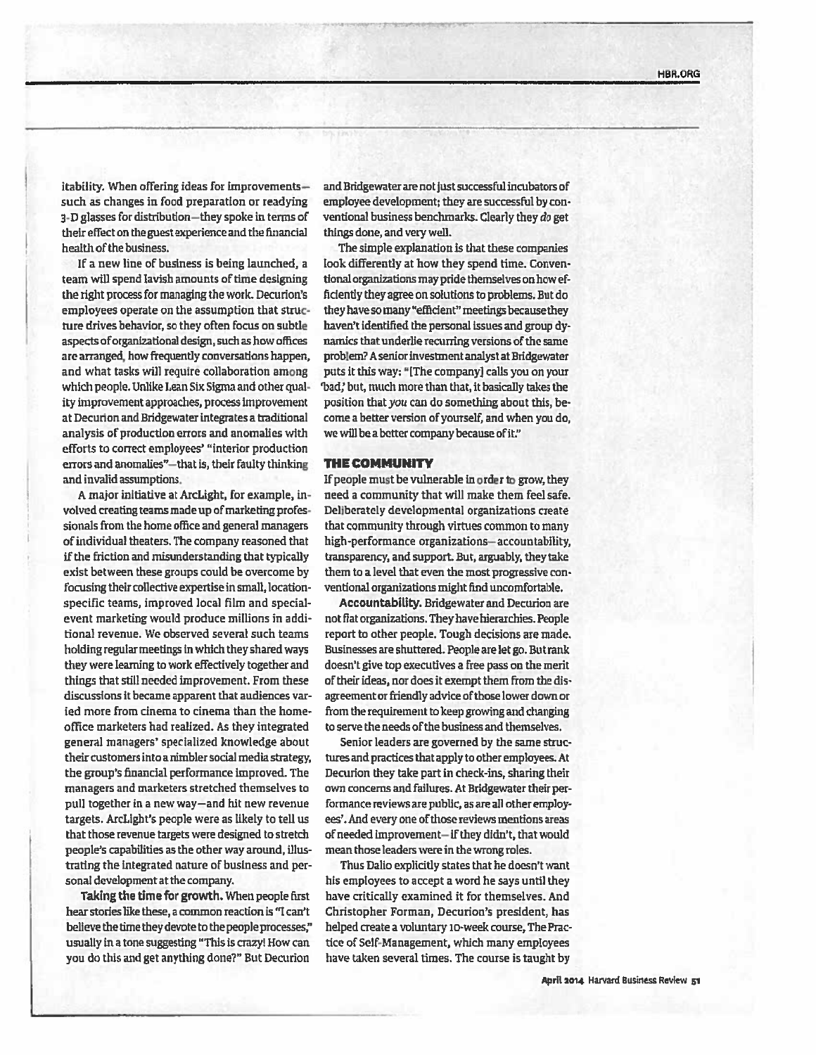itability. When offering ideas for improvements—such as changes in food preparation or readying 3-D glasses for distribution—they spoke in terms of their effect on the guest experience and the financial health of the business.

If a new line of business is being launched, a team will spend lavish amounts of time designing the right process for managing the work. Decurion's employees operate on the assumption that structure drives behavior, so they often focus on subtle aspects of organizational design, such as how offices are arranged, how frequently conversations happen, and what tasks will require collaboration among which people. Unlike Lean Six Sigma and other quality improvement approaches, process improvement at Decurion and Bridgewater integrates a traditional analysis of production errors and anomalies with efforts to correct employees' "interior production errors and anomalies"—that is, their faulty thinking and invalid assumptions.

A major initiative at ArcLight, for example, involved creating teams made up of marketing professionals from the home office and general managers of individual theaters. The company reasoned that if the friction and misunderstanding that typically exist between these groups could be overcome by focusing their collective expertise in small, location-specific teams, improved local film and special-event marketing would produce millions in additional revenue. We observed several such teams holding regular meetings in which they shared ways they were learning to work effectively together and things that still needed improvement. From these discussions it became apparent that audiences varied more from cinema to cinema than the home-office marketers had realized. As they integrated general managers' specialized knowledge about their customers into a nimbler social media strategy, the group's financial performance improved. The managers and marketers stretched themselves to pull together in a new way—and hit new revenue targets. ArcLight's people were as likely to tell us that those revenue targets were designed to stretch people's capabilities as the other way around, illustrating the integrated nature of business and personal development at the company.

**Taking the time for growth.** When people first hear stories like these, a common reaction is "I can't believe the time they devote to the people processes," usually in a tone suggesting "This is crazy! How can you do this and get anything done?" But Decurion and Bridgewater are not just successful incubators of employee development; they are successful by conventional business benchmarks. Clearly they *do* get things done, and very well.

The simple explanation is that these companies look differently at how they spend time. Conventional organizations may pride themselves on how efficiently they agree on solutions to problems. But do they have so many "efficient" meetings because they haven't identified the personal issues and group dynamics that underlie recurring versions of the same problem? A senior investment analyst at Bridgewater puts it this way: "[The company] calls you on your 'bad,' but, much more than that, it basically takes the position that *you* can do something about this, become a better version of yourself, and when you do, we will be a better company because of it."

## THE COMMUNITY

If people must be vulnerable in order to grow, they need a community that will make them feel safe. Deliberately developmental organizations create that community through virtues common to many high-performance organizations—accountability, transparency, and support. But, arguably, they take them to a level that even the most progressive conventional organizations might find uncomfortable.

**Accountability.** Bridgewater and Decurion are not flat organizations. They have hierarchies. People report to other people. Tough decisions are made. Businesses are shuttered. People are let go. But rank doesn't give top executives a free pass on the merit of their ideas, nor does it exempt them from the disagreement or friendly advice of those lower down or from the requirement to keep growing and changing to serve the needs of the business and themselves.

Senior leaders are governed by the same structures and practices that apply to other employees. At Decurion they take part in check-ins, sharing their own concerns and failures. At Bridgewater their performance reviews are public, as are all other employees'. And every one of those reviews mentions areas of needed improvement—if they didn't, that would mean those leaders were in the wrong roles.

Thus Dalio explicitly states that he doesn't want his employees to accept a word he says until they have critically examined it for themselves. And Christopher Forman, Decurion's president, has helped create a voluntary 10-week course, The Practice of Self-Management, which many employees have taken several times. The course is taught by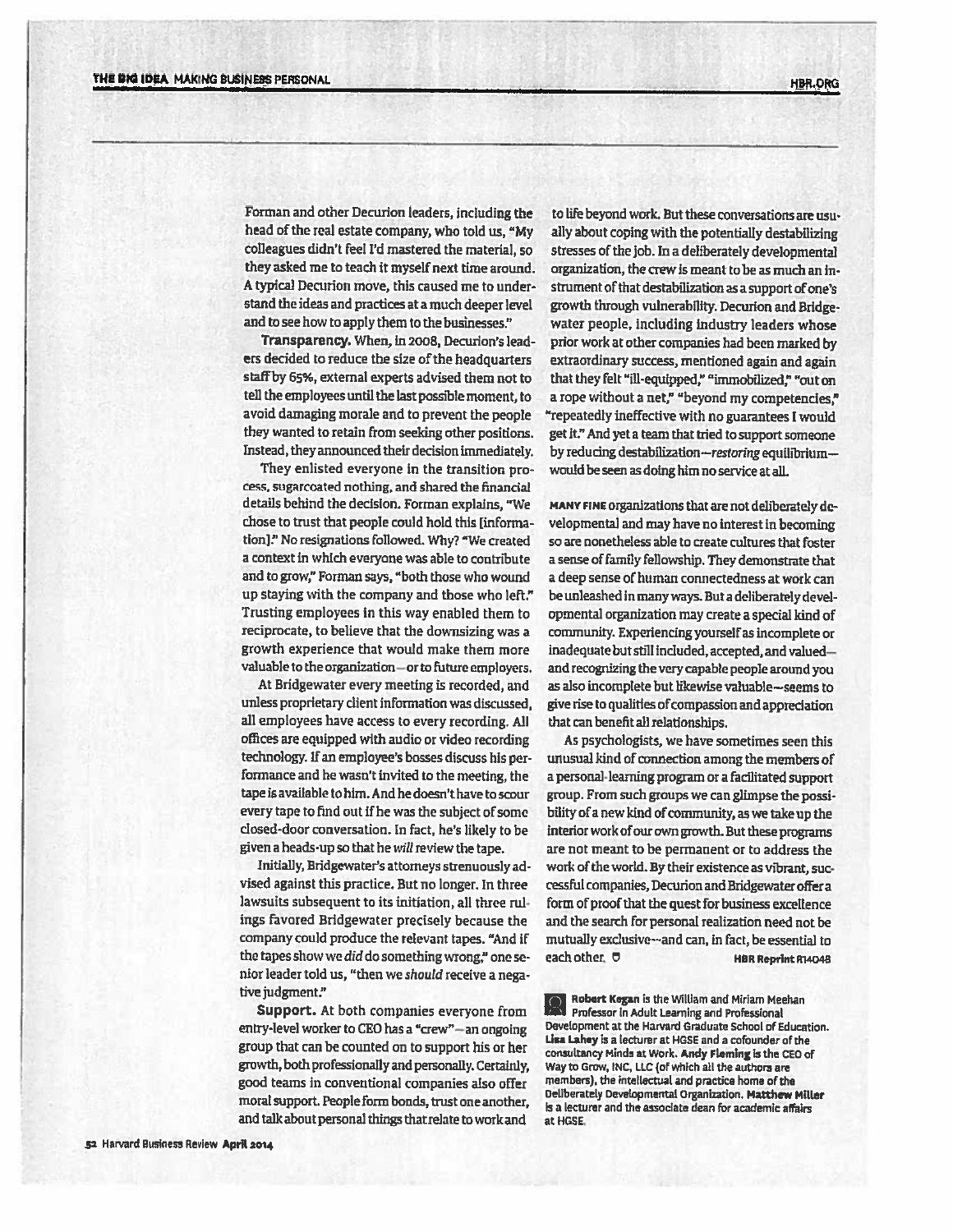Forman and other Decurion leaders, including the head of the real estate company, who told us, "My colleagues didn't feel I'd mastered the material, so they asked me to teach it myself next time around. A typical Decurion move, this caused me to understand the ideas and practices at a much deeper level and to see how to apply them to the businesses."

**Transparency.** When, in 2008, Decurion's leaders decided to reduce the size of the headquarters staff by 65%, external experts advised them not to tell the employees until the last possible moment, to avoid damaging morale and to prevent the people they wanted to retain from seeking other positions. Instead, they announced their decision immediately.

They enlisted everyone in the transition process, sugarcoated nothing, and shared the financial details behind the decision. Forman explains, "We chose to trust that people could hold this [information]." No resignations followed. Why? "We created a context in which everyone was able to contribute and to grow," Forman says, "both those who wound up staying with the company and those who left." Trusting employees in this way enabled them to reciprocate, to believe that the downsizing was a growth experience that would make them more valuable to the organization—or to future employers.

At Bridgewater every meeting is recorded, and unless proprietary client information was discussed, all employees have access to every recording. All offices are equipped with audio or video recording technology. If an employee's bosses discuss his performance and he wasn't invited to the meeting, the tape is available to him. And he doesn't have to scour every tape to find out if he was the subject of some closed-door conversation. In fact, he's likely to be given a heads-up so that he *will* review the tape.

Initially, Bridgewater's attorneys strenuously advised against this practice. But no longer. In three lawsuits subsequent to its initiation, all three rulings favored Bridgewater precisely because the company could produce the relevant tapes. "And if the tapes show we *did* do something wrong," one senior leader told us, "then we *should* receive a negative judgment."

**Support.** At both companies everyone from entry-level worker to CEO has a "crew"—an ongoing group that can be counted on to support his or her growth, both professionally and personally. Certainly, good teams in conventional companies also offer moral support. People form bonds, trust one another, and talk about personal things that relate to work and to life beyond work. But these conversations are usually about coping with the potentially destabilizing stresses of the job. In a deliberately developmental organization, the crew is meant to be as much an instrument of that destabilization as a support of one's growth through vulnerability. Decurion and Bridgewater people, including industry leaders whose prior work at other companies had been marked by extraordinary success, mentioned again and again that they felt "ill-equipped," "immobilized," "out on a rope without a net," "beyond my competencies," "repeatedly ineffective with no guarantees I would get it." And yet a team that tried to support someone by reducing destabilization—*restoring* equilibrium—would be seen as doing him no service at all.

MANY FINE organizations that are not deliberately developmental and may have no interest in becoming so are nonetheless able to create cultures that foster a sense of family fellowship. They demonstrate that a deep sense of human connectedness at work can be unleashed in many ways. But a deliberately developmental organization may create a special kind of community. Experiencing yourself as incomplete or inadequate but still included, accepted, and valued—and recognizing the very capable people around you as also incomplete but likewise valuable—seems to give rise to qualities of compassion and appreciation that can benefit all relationships.

As psychologists, we have sometimes seen this unusual kind of connection among the members of a personal-learning program or a facilitated support group. From such groups we can glimpse the possibility of a new kind of community, as we take up the interior work of our own growth. But these programs are not meant to be permanent or to address the work of the world. By their existence as vibrant, successful companies, Decurion and Bridgewater offer a form of proof that the quest for business excellence and the search for personal realization need not be mutually exclusive—and can, in fact, be essential to each other.

HBR Reprint R1404B

**Robert Kegan** is the William and Miriam Meehan Professor in Adult Learning and Professional Development at the Harvard Graduate School of Education. **Lisa Lahey** is a lecturer at HGSE and a cofounder of the consultancy Minds at Work. **Andy Fleming** is the CEO of Way to Grow, INC, LLC (of which all the authors are members), the intellectual and practice home of the Deliberately Developmental Organization. **Matthew Miller** is a lecturer and the associate dean for academic affairs at HGSE.